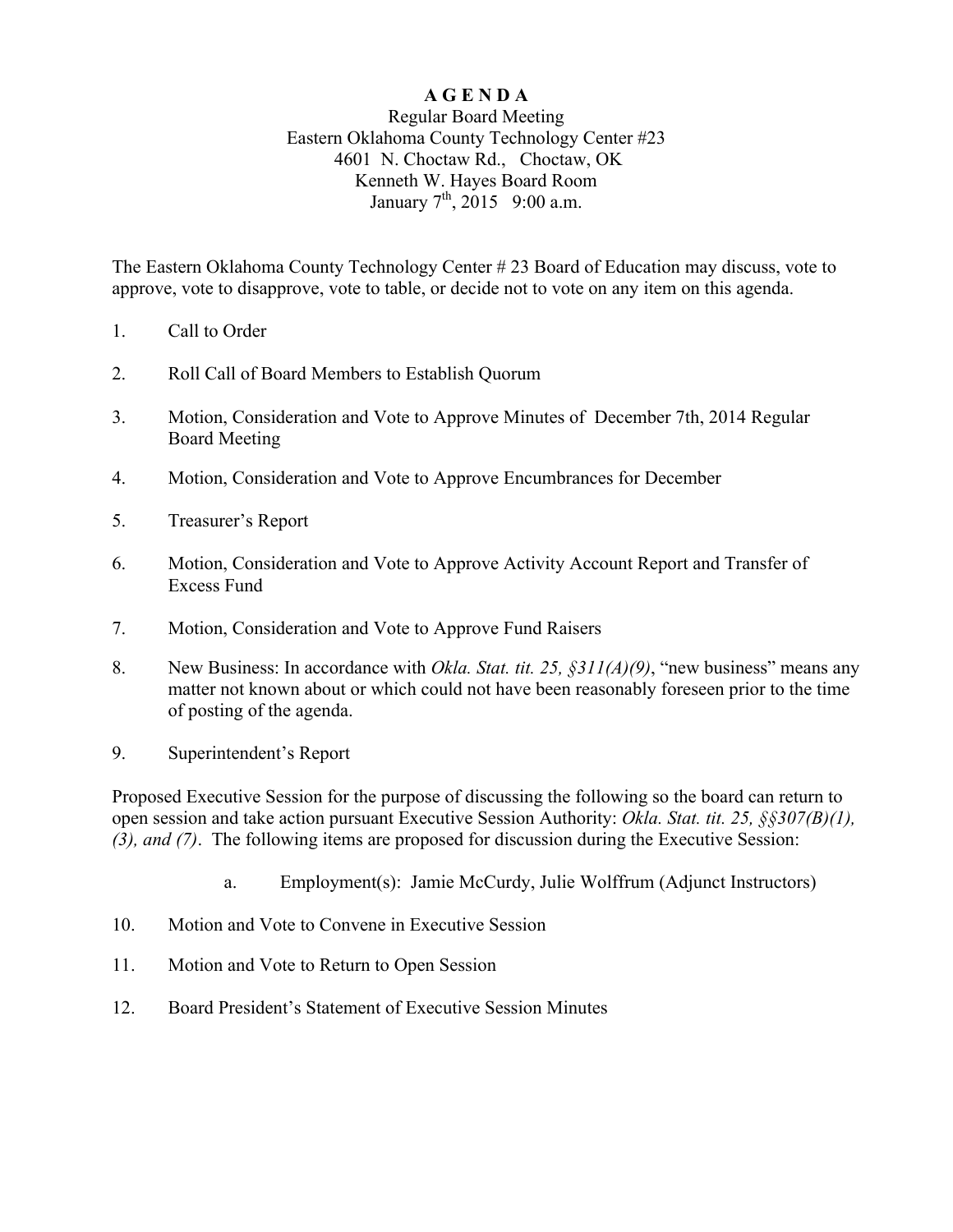# A G E N D A

Regular Board Meeting
Eastern Oklahoma County Technology Center #23
4601 N. Choctaw Rd., Choctaw, OK
Kenneth W. Hayes Board Room
January 7th, 2015 9:00 a.m.

The Eastern Oklahoma County Technology Center # 23 Board of Education may discuss, vote to approve, vote to disapprove, vote to table, or decide not to vote on any item on this agenda.

1. Call to Order

2. Roll Call of Board Members to Establish Quorum

3. Motion, Consideration and Vote to Approve Minutes of December 7th, 2014 Regular Board Meeting

4. Motion, Consideration and Vote to Approve Encumbrances for December

5. Treasurer's Report

6. Motion, Consideration and Vote to Approve Activity Account Report and Transfer of Excess Fund

7. Motion, Consideration and Vote to Approve Fund Raisers

8. New Business: In accordance with *Okla. Stat. tit. 25, §311(A)(9)*, "new business" means any matter not known about or which could not have been reasonably foreseen prior to the time of posting of the agenda.

9. Superintendent's Report

Proposed Executive Session for the purpose of discussing the following so the board can return to open session and take action pursuant Executive Session Authority: *Okla. Stat. tit. 25, §§307(B)(1), (3), and (7)*. The following items are proposed for discussion during the Executive Session:

   a. Employment(s): Jamie McCurdy, Julie Wolffrum (Adjunct Instructors)

10. Motion and Vote to Convene in Executive Session

11. Motion and Vote to Return to Open Session

12. Board President's Statement of Executive Session Minutes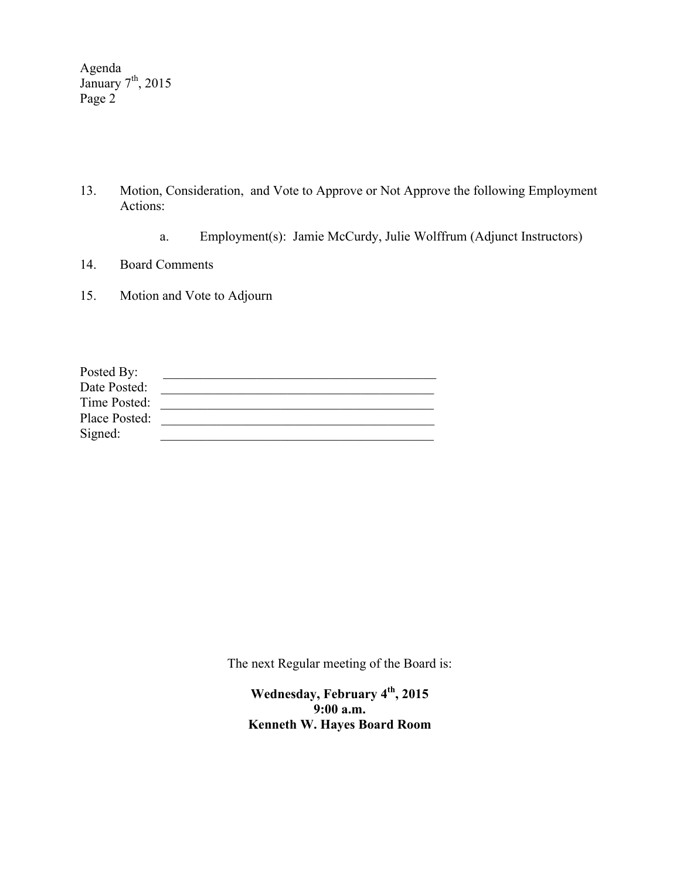13. Motion, Consideration, and Vote to Approve or Not Approve the following Employment Actions:

    a. Employment(s): Jamie McCurdy, Julie Wolffrum (Adjunct Instructors)

14. Board Comments

15. Motion and Vote to Adjourn

Posted By: ___________________________________________

Date Posted: ___________________________________________

Time Posted: ___________________________________________

Place Posted: ___________________________________________

Signed: ___________________________________________

The next Regular meeting of the Board is:

**Wednesday, February 4th, 2015**
**9:00 a.m.**
**Kenneth W. Hayes Board Room**